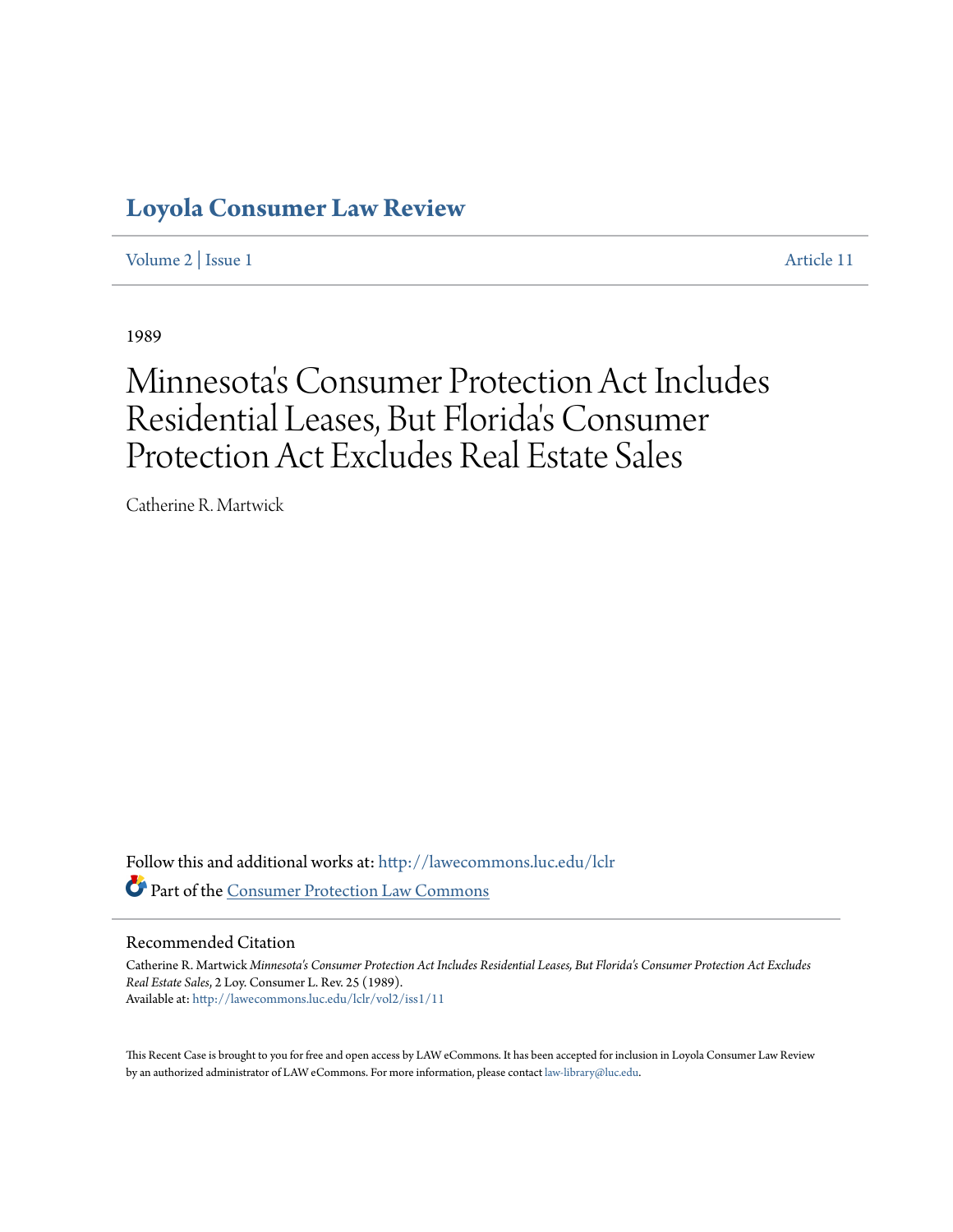# Loyola Consumer Law Review

Volume 2 | Issue 1 Article 11

1989

# Minnesota's Consumer Protection Act Includes Residential Leases, But Florida's Consumer Protection Act Excludes Real Estate Sales

Catherine R. Martwick

Follow this and additional works at: http://lawecommons.luc.edu/lclr

Part of the Consumer Protection Law Commons

## Recommended Citation

Catherine R. Martwick *Minnesota's Consumer Protection Act Includes Residential Leases, But Florida's Consumer Protection Act Excludes Real Estate Sales*, 2 Loy. Consumer L. Rev. 25 (1989).
Available at: http://lawecommons.luc.edu/lclr/vol2/iss1/11

This Recent Case is brought to you for free and open access by LAW eCommons. It has been accepted for inclusion in Loyola Consumer Law Review by an authorized administrator of LAW eCommons. For more information, please contact law-library@luc.edu.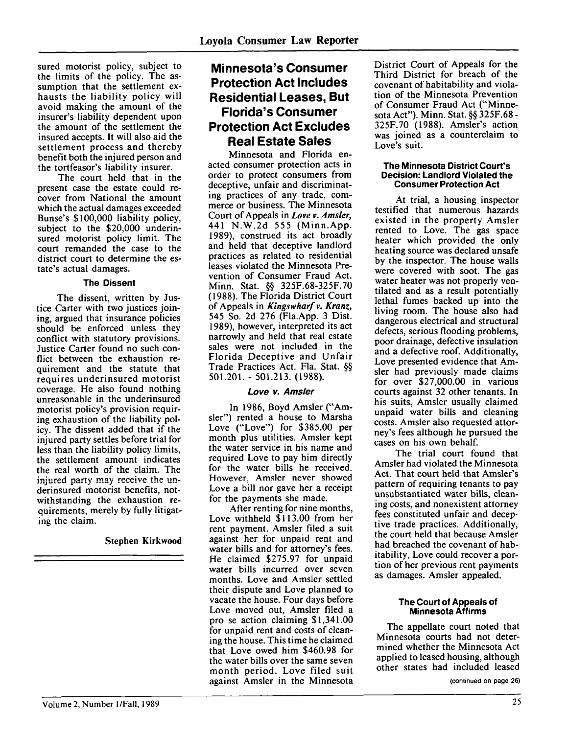sured motorist policy, subject to the limits of the policy. The assumption that the settlement exhausts the liability policy will avoid making the amount of the insurer's liability dependent upon the amount of the settlement the insured accepts. It will also aid the settlement process and thereby benefit both the injured person and the tortfeasor's liability insurer.

The court held that in the present case the estate could recover from National the amount which the actual damages exceeded Bunse's $100,000 liability policy, subject to the $20,000 underinsured motorist policy limit. The court remanded the case to the district court to determine the estate's actual damages.

#### The Dissent

The dissent, written by Justice Carter with two justices joining, argued that insurance policies should be enforced unless they conflict with statutory provisions. Justice Carter found no such conflict between the exhaustion requirement and the statute that requires underinsured motorist coverage. He also found nothing unreasonable in the underinsured motorist policy's provision requiring exhaustion of the liability policy. The dissent added that if the injured party settles before trial for less than the liability policy limits, the settlement amount indicates the real worth of the claim. The injured party may receive the underinsured motorist benefits, notwithstanding the exhaustion requirements, merely by fully litigating the claim.

Stephen Kirkwood

## Minnesota's Consumer Protection Act Includes Residential Leases, But Florida's Consumer Protection Act Excludes Real Estate Sales

Minnesota and Florida enacted consumer protection acts in order to protect consumers from deceptive, unfair and discriminating practices of any trade, commerce or business. The Minnesota Court of Appeals in ***Love v. Amsler***, 441 N.W.2d 555 (Minn.App. 1989), construed its act broadly and held that deceptive landlord practices as related to residential leases violated the Minnesota Prevention of Consumer Fraud Act. Minn. Stat. §§ 325F.68-325F.70 (1988). The Florida District Court of Appeals in ***Kingswharf v. Kranz***, 545 So. 2d 276 (Fla.App. 3 Dist. 1989), however, interpreted its act narrowly and held that real estate sales were not included in the Florida Deceptive and Unfair Trade Practices Act. Fla. Stat. §§ 501.201. - 501.213. (1988).

#### *Love v. Amsler*

In 1986, Boyd Amsler ("Amsler") rented a house to Marsha Love ("Love") for $385.00 per month plus utilities. Amsler kept the water service in his name and required Love to pay him directly for the water bills he received. However, Amsler never showed Love a bill nor gave her a receipt for the payments she made.

After renting for nine months, Love withheld $113.00 from her rent payment. Amsler filed a suit against her for unpaid rent and water bills and for attorney's fees. He claimed $275.97 for unpaid water bills incurred over seven months. Love and Amsler settled their dispute and Love planned to vacate the house. Four days before Love moved out, Amsler filed a pro se action claiming $1,341.00 for unpaid rent and costs of cleaning the house. This time he claimed that Love owed him $460.98 for the water bills over the same seven month period. Love filed suit against Amsler in the Minnesota District Court of Appeals for the Third District for breach of the covenant of habitability and violation of the Minnesota Prevention of Consumer Fraud Act ("Minnesota Act"). Minn. Stat. §§ 325F.68 - 325F.70 (1988). Amsler's action was joined as a counterclaim to Love's suit.

#### The Minnesota District Court's Decision: Landlord Violated the Consumer Protection Act

At trial, a housing inspector testified that numerous hazards existed in the property Amsler rented to Love. The gas space heater which provided the only heating source was declared unsafe by the inspector. The house walls were covered with soot. The gas water heater was not properly ventilated and as a result potentially lethal fumes backed up into the living room. The house also had dangerous electrical and structural defects, serious flooding problems, poor drainage, defective insulation and a defective roof. Additionally, Love presented evidence that Amsler had previously made claims for over $27,000.00 in various courts against 32 other tenants. In his suits, Amsler usually claimed unpaid water bills and cleaning costs. Amsler also requested attorney's fees although he pursued the cases on his own behalf.

The trial court found that Amsler had violated the Minnesota Act. That court held that Amsler's pattern of requiring tenants to pay unsubstantiated water bills, cleaning costs, and nonexistent attorney fees constituted unfair and deceptive trade practices. Additionally, the court held that because Amsler had breached the covenant of habitability, Love could recover a portion of her previous rent payments as damages. Amsler appealed.

#### The Court of Appeals of Minnesota Affirms

The appellate court noted that Minnesota courts had not determined whether the Minnesota Act applied to leased housing, although other states had included leased

(continued on page 26)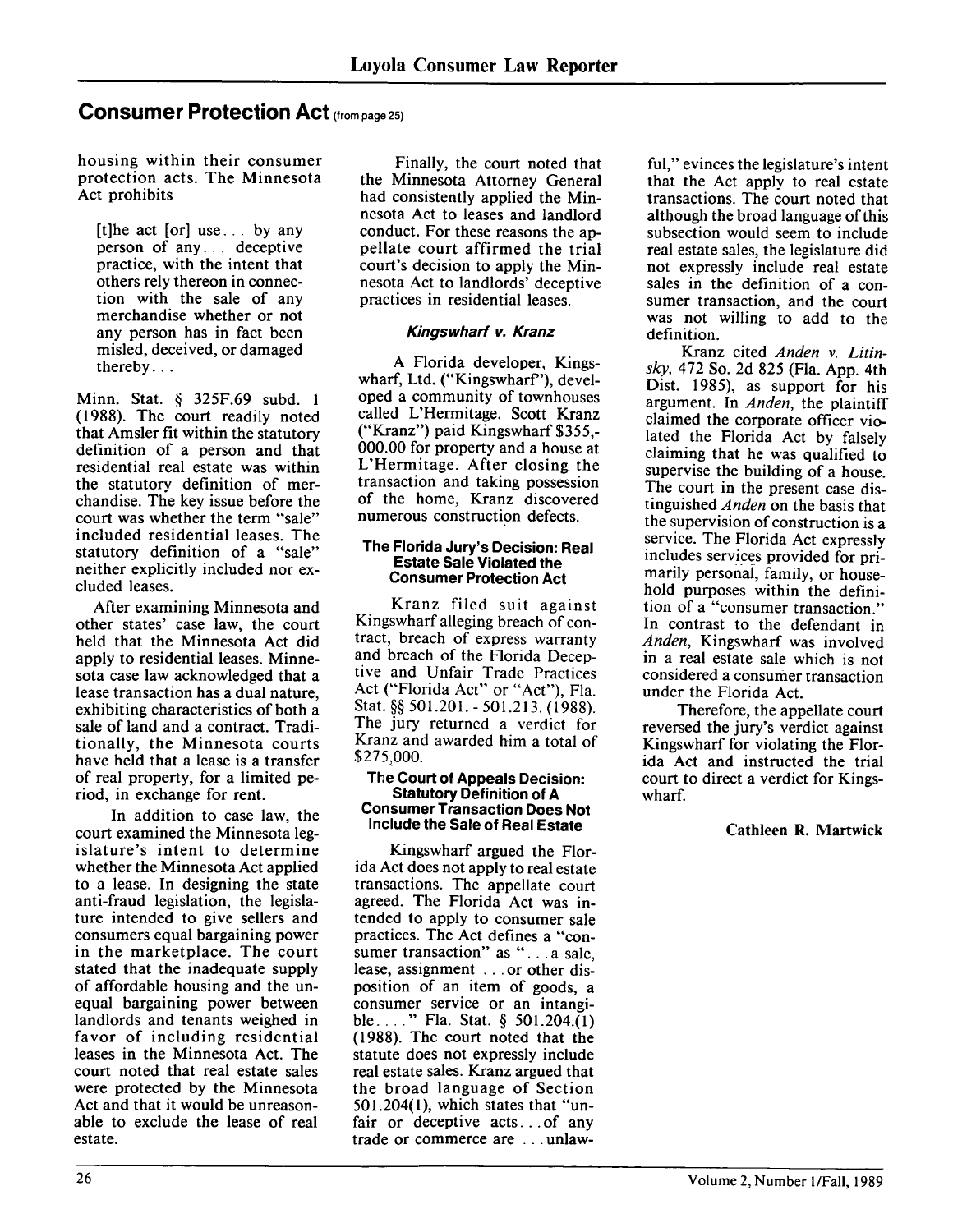## Consumer Protection Act (from page 25)

housing within their consumer protection acts. The Minnesota Act prohibits

> [t]he act [or] use... by any person of any... deceptive practice, with the intent that others rely thereon in connection with the sale of any merchandise whether or not any person has in fact been misled, deceived, or damaged thereby...

Minn. Stat. § 325F.69 subd. 1 (1988). The court readily noted that Amsler fit within the statutory definition of a person and that residential real estate was within the statutory definition of merchandise. The key issue before the court was whether the term "sale" included residential leases. The statutory definition of a "sale" neither explicitly included nor excluded leases.

After examining Minnesota and other states' case law, the court held that the Minnesota Act did apply to residential leases. Minnesota case law acknowledged that a lease transaction has a dual nature, exhibiting characteristics of both a sale of land and a contract. Traditionally, the Minnesota courts have held that a lease is a transfer of real property, for a limited period, in exchange for rent.

In addition to case law, the court examined the Minnesota legislature's intent to determine whether the Minnesota Act applied to a lease. In designing the state anti-fraud legislation, the legislature intended to give sellers and consumers equal bargaining power in the marketplace. The court stated that the inadequate supply of affordable housing and the unequal bargaining power between landlords and tenants weighed in favor of including residential leases in the Minnesota Act. The court noted that real estate sales were protected by the Minnesota Act and that it would be unreasonable to exclude the lease of real estate.

Finally, the court noted that the Minnesota Attorney General had consistently applied the Minnesota Act to leases and landlord conduct. For these reasons the appellate court affirmed the trial court's decision to apply the Minnesota Act to landlords' deceptive practices in residential leases.

### *Kingswharf v. Kranz*

A Florida developer, Kingswharf, Ltd. ("Kingswharf"), developed a community of townhouses called L'Hermitage. Scott Kranz ("Kranz") paid Kingswharf $355,000.00 for property and a house at L'Hermitage. After closing the transaction and taking possession of the home, Kranz discovered numerous construction defects.

#### The Florida Jury's Decision: Real Estate Sale Violated the Consumer Protection Act

Kranz filed suit against Kingswharf alleging breach of contract, breach of express warranty and breach of the Florida Deceptive and Unfair Trade Practices Act ("Florida Act" or "Act"), Fla. Stat. §§ 501.201. - 501.213. (1988). The jury returned a verdict for Kranz and awarded him a total of $275,000.

#### The Court of Appeals Decision: Statutory Definition of A Consumer Transaction Does Not Include the Sale of Real Estate

Kingswharf argued the Florida Act does not apply to real estate transactions. The appellate court agreed. The Florida Act was intended to apply to consumer sale practices. The Act defines a "consumer transaction" as "...a sale, lease, assignment ...or other disposition of an item of goods, a consumer service or an intangible...." Fla. Stat. § 501.204.(1) (1988). The court noted that the statute does not expressly include real estate sales. Kranz argued that the broad language of Section 501.204(1), which states that "unfair or deceptive acts...of any trade or commerce are ...unlawful," evinces the legislature's intent that the Act apply to real estate transactions. The court noted that although the broad language of this subsection would seem to include real estate sales, the legislature did not expressly include real estate sales in the definition of a consumer transaction, and the court was not willing to add to the definition.

Kranz cited *Anden v. Litinsky,* 472 So. 2d 825 (Fla. App. 4th Dist. 1985), as support for his argument. In *Anden*, the plaintiff claimed the corporate officer violated the Florida Act by falsely claiming that he was qualified to supervise the building of a house. The court in the present case distinguished *Anden* on the basis that the supervision of construction is a service. The Florida Act expressly includes services provided for primarily personal, family, or household purposes within the definition of a "consumer transaction." In contrast to the defendant in *Anden*, Kingswharf was involved in a real estate sale which is not considered a consumer transaction under the Florida Act.

Therefore, the appellate court reversed the jury's verdict against Kingswharf for violating the Florida Act and instructed the trial court to direct a verdict for Kingswharf.

**Cathleen R. Martwick**